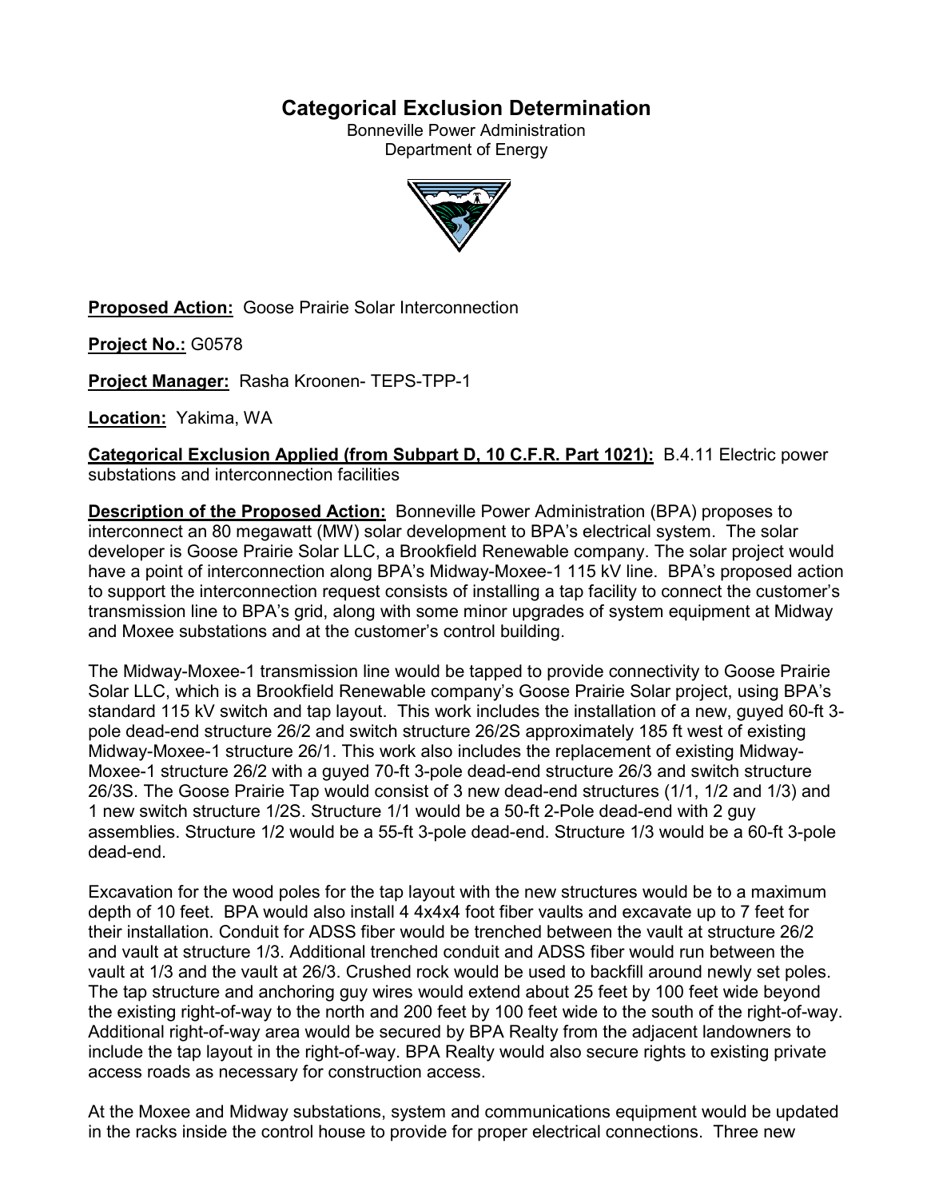# Categorical Exclusion Determination

Bonneville Power Administration
Department of Energy

**Proposed Action:** Goose Prairie Solar Interconnection

**Project No.:** G0578

**Project Manager:** Rasha Kroonen- TEPS-TPP-1

**Location:** Yakima, WA

**Categorical Exclusion Applied (from Subpart D, 10 C.F.R. Part 1021):** B.4.11 Electric power substations and interconnection facilities

**Description of the Proposed Action:** Bonneville Power Administration (BPA) proposes to interconnect an 80 megawatt (MW) solar development to BPA's electrical system. The solar developer is Goose Prairie Solar LLC, a Brookfield Renewable company. The solar project would have a point of interconnection along BPA's Midway-Moxee-1 115 kV line. BPA's proposed action to support the interconnection request consists of installing a tap facility to connect the customer's transmission line to BPA's grid, along with some minor upgrades of system equipment at Midway and Moxee substations and at the customer's control building.

The Midway-Moxee-1 transmission line would be tapped to provide connectivity to Goose Prairie Solar LLC, which is a Brookfield Renewable company's Goose Prairie Solar project, using BPA's standard 115 kV switch and tap layout. This work includes the installation of a new, guyed 60-ft 3-pole dead-end structure 26/2 and switch structure 26/2S approximately 185 ft west of existing Midway-Moxee-1 structure 26/1. This work also includes the replacement of existing Midway-Moxee-1 structure 26/2 with a guyed 70-ft 3-pole dead-end structure 26/3 and switch structure 26/3S. The Goose Prairie Tap would consist of 3 new dead-end structures (1/1, 1/2 and 1/3) and 1 new switch structure 1/2S. Structure 1/1 would be a 50-ft 2-Pole dead-end with 2 guy assemblies. Structure 1/2 would be a 55-ft 3-pole dead-end. Structure 1/3 would be a 60-ft 3-pole dead-end.

Excavation for the wood poles for the tap layout with the new structures would be to a maximum depth of 10 feet. BPA would also install 4 4x4x4 foot fiber vaults and excavate up to 7 feet for their installation. Conduit for ADSS fiber would be trenched between the vault at structure 26/2 and vault at structure 1/3. Additional trenched conduit and ADSS fiber would run between the vault at 1/3 and the vault at 26/3. Crushed rock would be used to backfill around newly set poles. The tap structure and anchoring guy wires would extend about 25 feet by 100 feet wide beyond the existing right-of-way to the north and 200 feet by 100 feet wide to the south of the right-of-way. Additional right-of-way area would be secured by BPA Realty from the adjacent landowners to include the tap layout in the right-of-way. BPA Realty would also secure rights to existing private access roads as necessary for construction access.

At the Moxee and Midway substations, system and communications equipment would be updated in the racks inside the control house to provide for proper electrical connections. Three new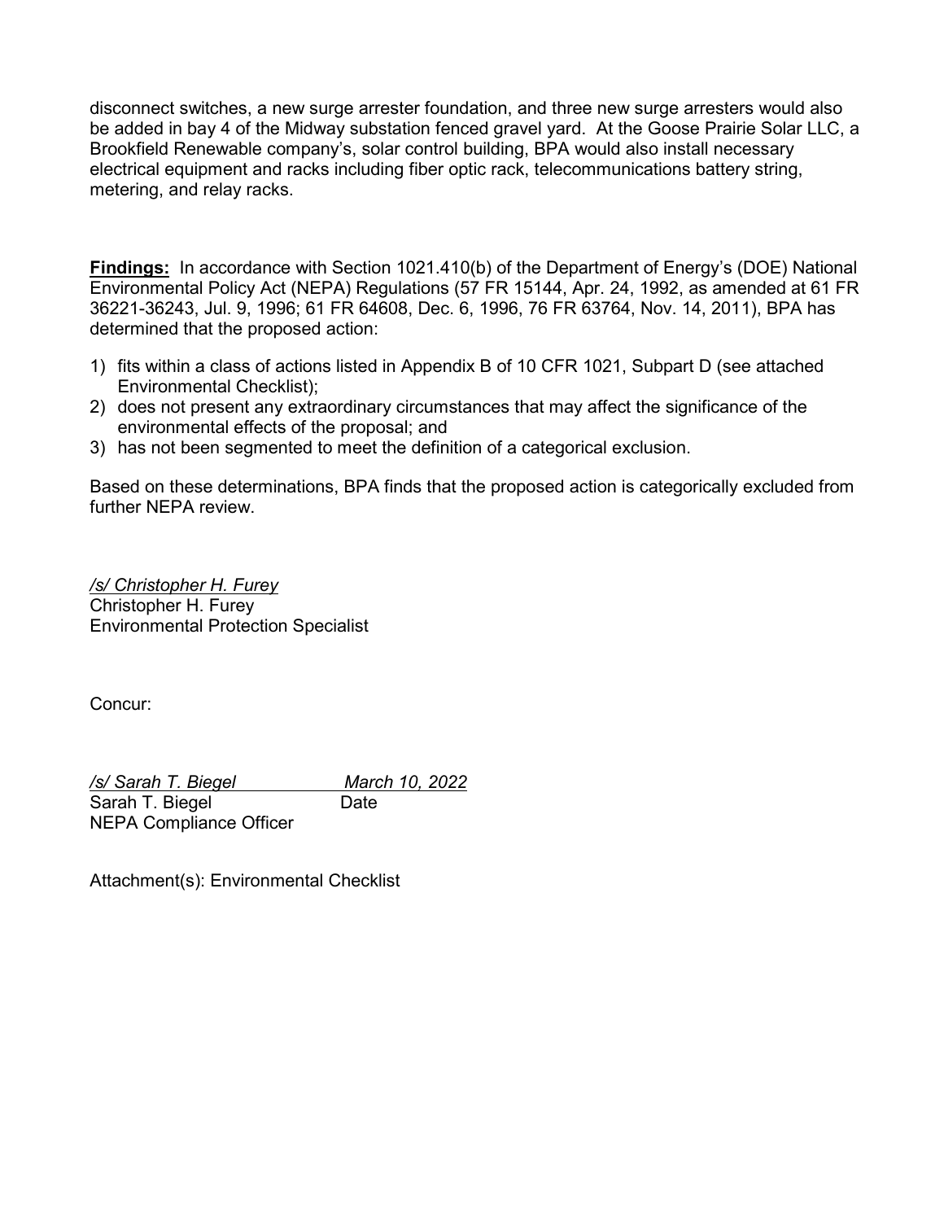disconnect switches, a new surge arrester foundation, and three new surge arresters would also be added in bay 4 of the Midway substation fenced gravel yard. At the Goose Prairie Solar LLC, a Brookfield Renewable company's, solar control building, BPA would also install necessary electrical equipment and racks including fiber optic rack, telecommunications battery string, metering, and relay racks.

**Findings:** In accordance with Section 1021.410(b) of the Department of Energy's (DOE) National Environmental Policy Act (NEPA) Regulations (57 FR 15144, Apr. 24, 1992, as amended at 61 FR 36221-36243, Jul. 9, 1996; 61 FR 64608, Dec. 6, 1996, 76 FR 63764, Nov. 14, 2011), BPA has determined that the proposed action:

1) fits within a class of actions listed in Appendix B of 10 CFR 1021, Subpart D (see attached Environmental Checklist);
2) does not present any extraordinary circumstances that may affect the significance of the environmental effects of the proposal; and
3) has not been segmented to meet the definition of a categorical exclusion.

Based on these determinations, BPA finds that the proposed action is categorically excluded from further NEPA review.

*/s/ Christopher H. Furey*
Christopher H. Furey
Environmental Protection Specialist

Concur:

*/s/ Sarah T. Biegel* *March 10, 2022*
Sarah T. Biegel Date
NEPA Compliance Officer

Attachment(s): Environmental Checklist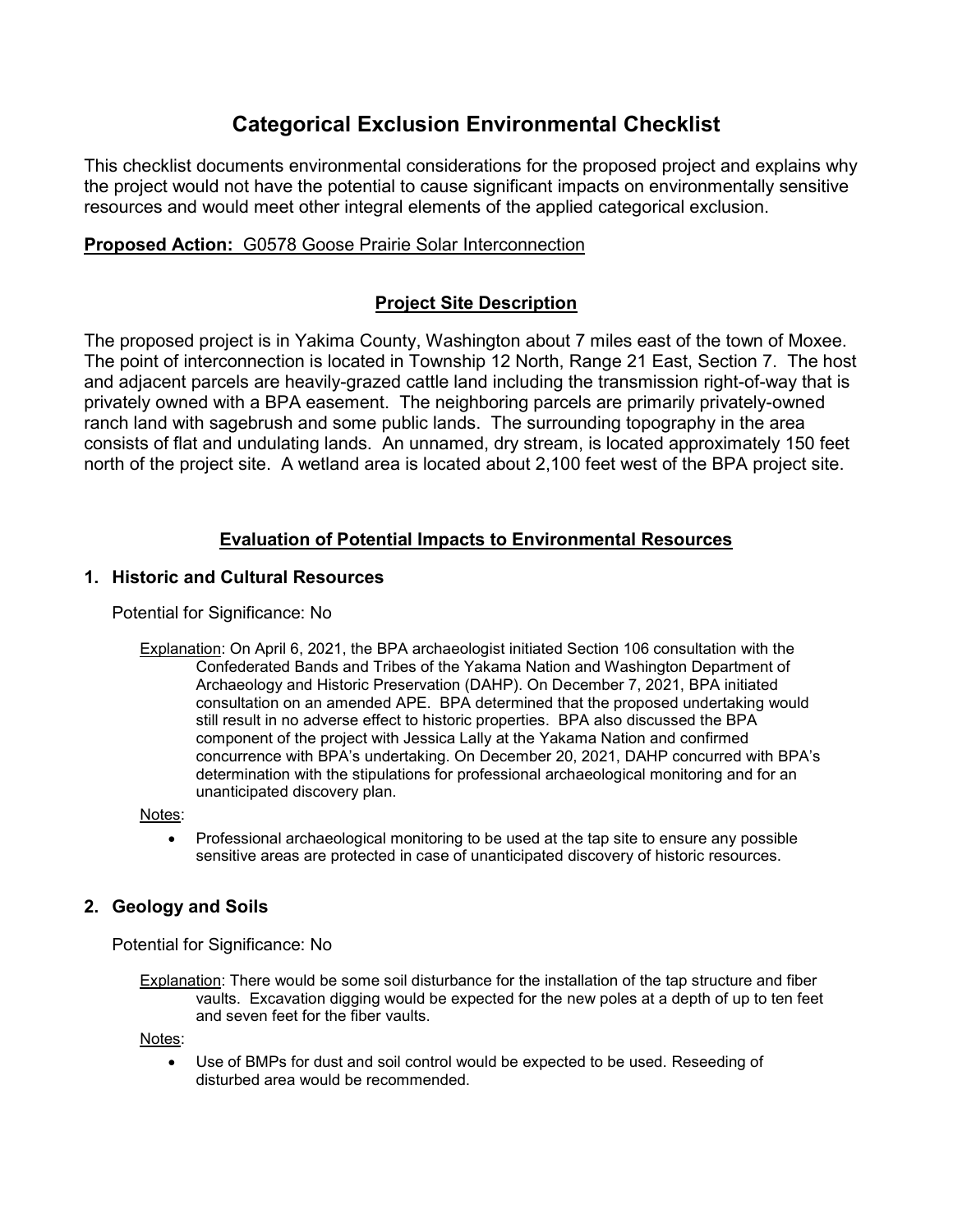# Categorical Exclusion Environmental Checklist

This checklist documents environmental considerations for the proposed project and explains why the project would not have the potential to cause significant impacts on environmentally sensitive resources and would meet other integral elements of the applied categorical exclusion.

**Proposed Action:** G0578 Goose Prairie Solar Interconnection

## Project Site Description

The proposed project is in Yakima County, Washington about 7 miles east of the town of Moxee. The point of interconnection is located in Township 12 North, Range 21 East, Section 7. The host and adjacent parcels are heavily-grazed cattle land including the transmission right-of-way that is privately owned with a BPA easement. The neighboring parcels are primarily privately-owned ranch land with sagebrush and some public lands. The surrounding topography in the area consists of flat and undulating lands. An unnamed, dry stream, is located approximately 150 feet north of the project site. A wetland area is located about 2,100 feet west of the BPA project site.

## Evaluation of Potential Impacts to Environmental Resources

### 1. Historic and Cultural Resources

Potential for Significance: No

Explanation: On April 6, 2021, the BPA archaeologist initiated Section 106 consultation with the Confederated Bands and Tribes of the Yakama Nation and Washington Department of Archaeology and Historic Preservation (DAHP). On December 7, 2021, BPA initiated consultation on an amended APE. BPA determined that the proposed undertaking would still result in no adverse effect to historic properties. BPA also discussed the BPA component of the project with Jessica Lally at the Yakama Nation and confirmed concurrence with BPA's undertaking. On December 20, 2021, DAHP concurred with BPA's determination with the stipulations for professional archaeological monitoring and for an unanticipated discovery plan.

Notes:

- Professional archaeological monitoring to be used at the tap site to ensure any possible sensitive areas are protected in case of unanticipated discovery of historic resources.

### 2. Geology and Soils

Potential for Significance: No

Explanation: There would be some soil disturbance for the installation of the tap structure and fiber vaults. Excavation digging would be expected for the new poles at a depth of up to ten feet and seven feet for the fiber vaults.

Notes:

- Use of BMPs for dust and soil control would be expected to be used. Reseeding of disturbed area would be recommended.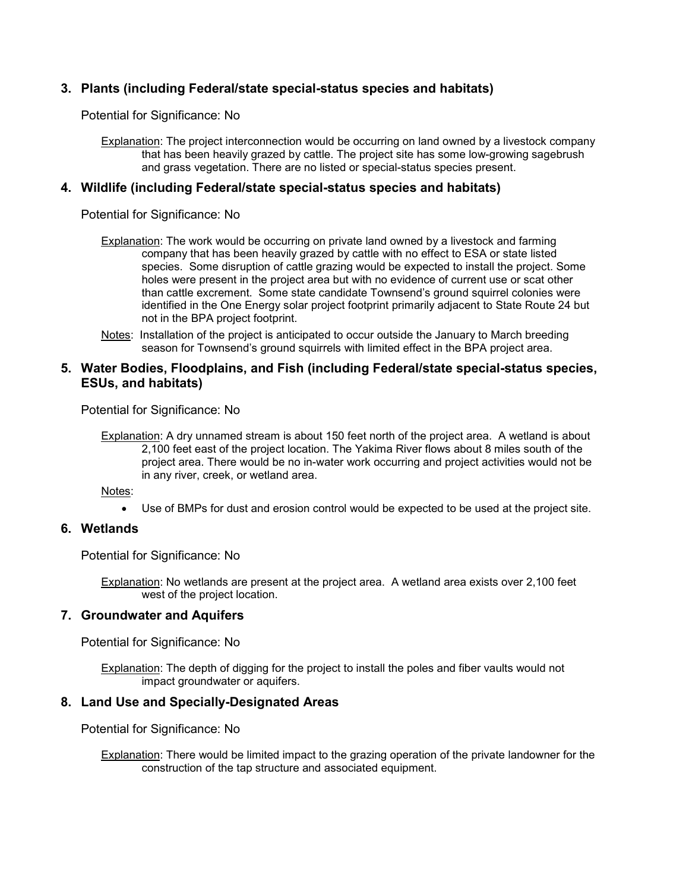### 3. Plants (including Federal/state special-status species and habitats)

Potential for Significance: No

Explanation: The project interconnection would be occurring on land owned by a livestock company that has been heavily grazed by cattle. The project site has some low-growing sagebrush and grass vegetation. There are no listed or special-status species present.

### 4. Wildlife (including Federal/state special-status species and habitats)

Potential for Significance: No

Explanation: The work would be occurring on private land owned by a livestock and farming company that has been heavily grazed by cattle with no effect to ESA or state listed species. Some disruption of cattle grazing would be expected to install the project. Some holes were present in the project area but with no evidence of current use or scat other than cattle excrement. Some state candidate Townsend's ground squirrel colonies were identified in the One Energy solar project footprint primarily adjacent to State Route 24 but not in the BPA project footprint.

Notes: Installation of the project is anticipated to occur outside the January to March breeding season for Townsend's ground squirrels with limited effect in the BPA project area.

### 5. Water Bodies, Floodplains, and Fish (including Federal/state special-status species, ESUs, and habitats)

Potential for Significance: No

Explanation: A dry unnamed stream is about 150 feet north of the project area. A wetland is about 2,100 feet east of the project location. The Yakima River flows about 8 miles south of the project area. There would be no in-water work occurring and project activities would not be in any river, creek, or wetland area.

Notes:

- Use of BMPs for dust and erosion control would be expected to be used at the project site.

### 6. Wetlands

Potential for Significance: No

Explanation: No wetlands are present at the project area. A wetland area exists over 2,100 feet west of the project location.

### 7. Groundwater and Aquifers

Potential for Significance: No

Explanation: The depth of digging for the project to install the poles and fiber vaults would not impact groundwater or aquifers.

### 8. Land Use and Specially-Designated Areas

Potential for Significance: No

Explanation: There would be limited impact to the grazing operation of the private landowner for the construction of the tap structure and associated equipment.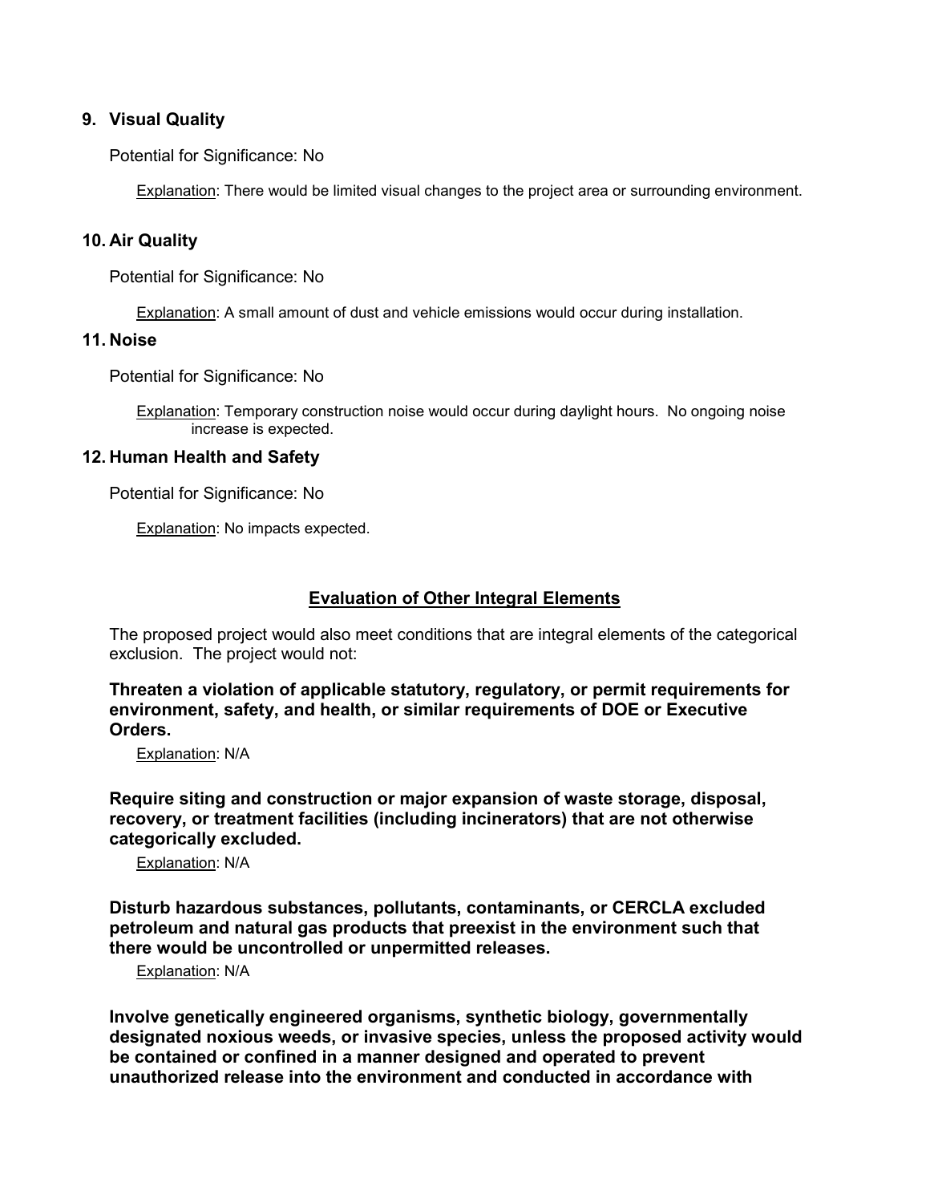### 9. Visual Quality

Potential for Significance: No

Explanation: There would be limited visual changes to the project area or surrounding environment.

### 10. Air Quality

Potential for Significance: No

Explanation: A small amount of dust and vehicle emissions would occur during installation.

### 11. Noise

Potential for Significance: No

Explanation: Temporary construction noise would occur during daylight hours. No ongoing noise increase is expected.

### 12. Human Health and Safety

Potential for Significance: No

Explanation: No impacts expected.

## Evaluation of Other Integral Elements

The proposed project would also meet conditions that are integral elements of the categorical exclusion. The project would not:

**Threaten a violation of applicable statutory, regulatory, or permit requirements for environment, safety, and health, or similar requirements of DOE or Executive Orders.**

Explanation: N/A

**Require siting and construction or major expansion of waste storage, disposal, recovery, or treatment facilities (including incinerators) that are not otherwise categorically excluded.**

Explanation: N/A

**Disturb hazardous substances, pollutants, contaminants, or CERCLA excluded petroleum and natural gas products that preexist in the environment such that there would be uncontrolled or unpermitted releases.**

Explanation: N/A

**Involve genetically engineered organisms, synthetic biology, governmentally designated noxious weeds, or invasive species, unless the proposed activity would be contained or confined in a manner designed and operated to prevent unauthorized release into the environment and conducted in accordance with**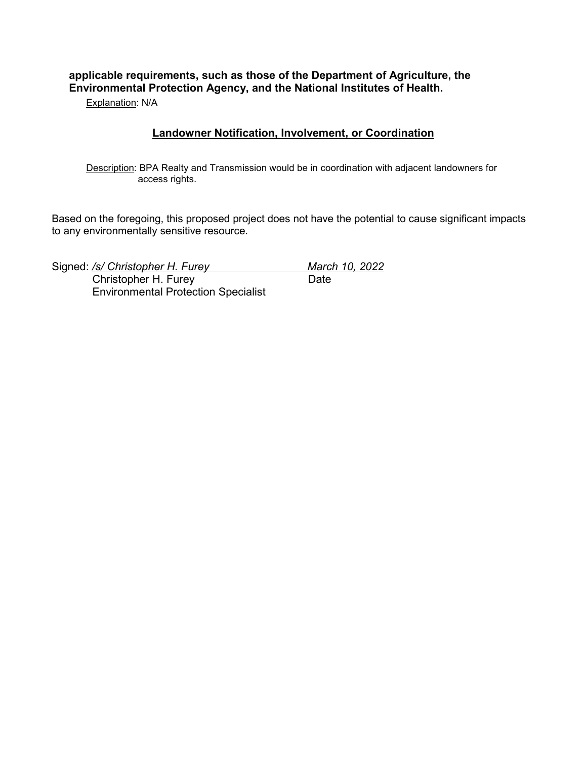**applicable requirements, such as those of the Department of Agriculture, the Environmental Protection Agency, and the National Institutes of Health.**

Explanation: N/A

## Landowner Notification, Involvement, or Coordination

Description: BPA Realty and Transmission would be in coordination with adjacent landowners for access rights.

Based on the foregoing, this proposed project does not have the potential to cause significant impacts to any environmentally sensitive resource.

Signed: */s/ Christopher H. Furey* *March 10, 2022*
Christopher H. Furey Date
Environmental Protection Specialist